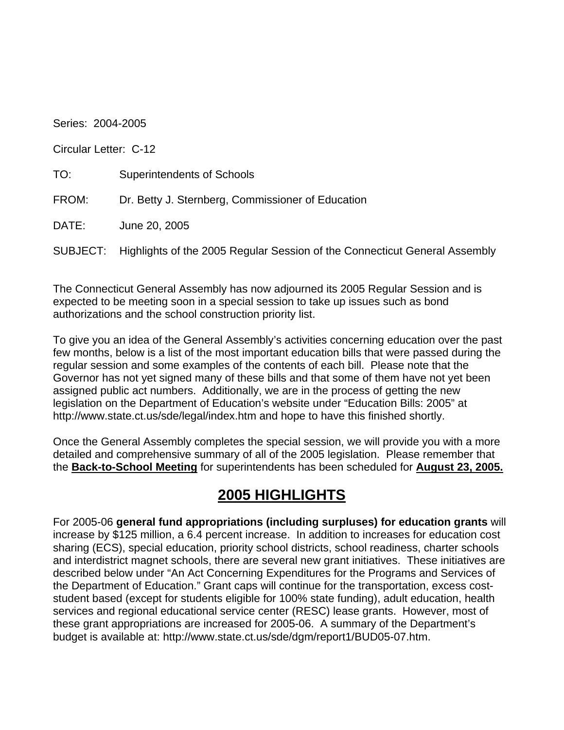Series: 2004-2005

Circular Letter: C-12

TO: Superintendents of Schools

FROM: Dr. Betty J. Sternberg, Commissioner of Education

DATE: June 20, 2005

SUBJECT: Highlights of the 2005 Regular Session of the Connecticut General Assembly

The Connecticut General Assembly has now adjourned its 2005 Regular Session and is expected to be meeting soon in a special session to take up issues such as bond authorizations and the school construction priority list.

To give you an idea of the General Assembly's activities concerning education over the past few months, below is a list of the most important education bills that were passed during the regular session and some examples of the contents of each bill. Please note that the Governor has not yet signed many of these bills and that some of them have not yet been assigned public act numbers. Additionally, we are in the process of getting the new legislation on the Department of Education's website under "Education Bills: 2005" at http://www.state.ct.us/sde/legal/index.htm and hope to have this finished shortly.

Once the General Assembly completes the special session, we will provide you with a more detailed and comprehensive summary of all of the 2005 legislation. Please remember that the **Back-to-School Meeting** for superintendents has been scheduled for **August 23, 2005.**

## 2005 HIGHLIGHTS

For 2005-06 **general fund appropriations (including surpluses) for education grants** will increase by $125 million, a 6.4 percent increase. In addition to increases for education cost sharing (ECS), special education, priority school districts, school readiness, charter schools and interdistrict magnet schools, there are several new grant initiatives. These initiatives are described below under "An Act Concerning Expenditures for the Programs and Services of the Department of Education." Grant caps will continue for the transportation, excess cost-student based (except for students eligible for 100% state funding), adult education, health services and regional educational service center (RESC) lease grants. However, most of these grant appropriations are increased for 2005-06. A summary of the Department's budget is available at: http://www.state.ct.us/sde/dgm/report1/BUD05-07.htm.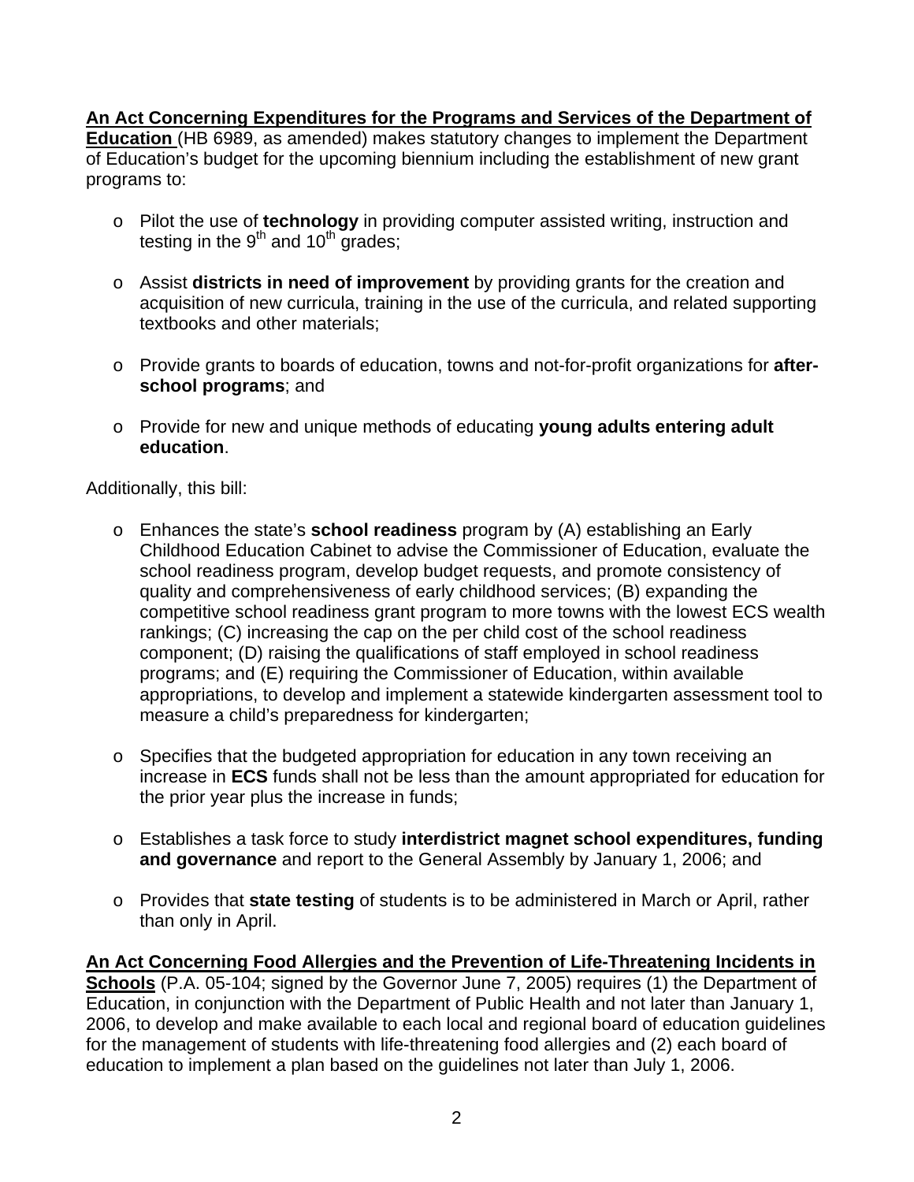**<u>An Act Concerning Expenditures for the Programs and Services of the Department of Education</u>** (HB 6989, as amended) makes statutory changes to implement the Department of Education's budget for the upcoming biennium including the establishment of new grant programs to:

- Pilot the use of **technology** in providing computer assisted writing, instruction and testing in the $9^{th}$ and $10^{th}$ grades;
- Assist **districts in need of improvement** by providing grants for the creation and acquisition of new curricula, training in the use of the curricula, and related supporting textbooks and other materials;
- Provide grants to boards of education, towns and not-for-profit organizations for **after-school programs**; and
- Provide for new and unique methods of educating **young adults entering adult education**.

Additionally, this bill:

- Enhances the state's **school readiness** program by (A) establishing an Early Childhood Education Cabinet to advise the Commissioner of Education, evaluate the school readiness program, develop budget requests, and promote consistency of quality and comprehensiveness of early childhood services; (B) expanding the competitive school readiness grant program to more towns with the lowest ECS wealth rankings; (C) increasing the cap on the per child cost of the school readiness component; (D) raising the qualifications of staff employed in school readiness programs; and (E) requiring the Commissioner of Education, within available appropriations, to develop and implement a statewide kindergarten assessment tool to measure a child's preparedness for kindergarten;
- Specifies that the budgeted appropriation for education in any town receiving an increase in **ECS** funds shall not be less than the amount appropriated for education for the prior year plus the increase in funds;
- Establishes a task force to study **interdistrict magnet school expenditures, funding and governance** and report to the General Assembly by January 1, 2006; and
- Provides that **state testing** of students is to be administered in March or April, rather than only in April.

**<u>An Act Concerning Food Allergies and the Prevention of Life-Threatening Incidents in Schools</u>** (P.A. 05-104; signed by the Governor June 7, 2005) requires (1) the Department of Education, in conjunction with the Department of Public Health and not later than January 1, 2006, to develop and make available to each local and regional board of education guidelines for the management of students with life-threatening food allergies and (2) each board of education to implement a plan based on the guidelines not later than July 1, 2006.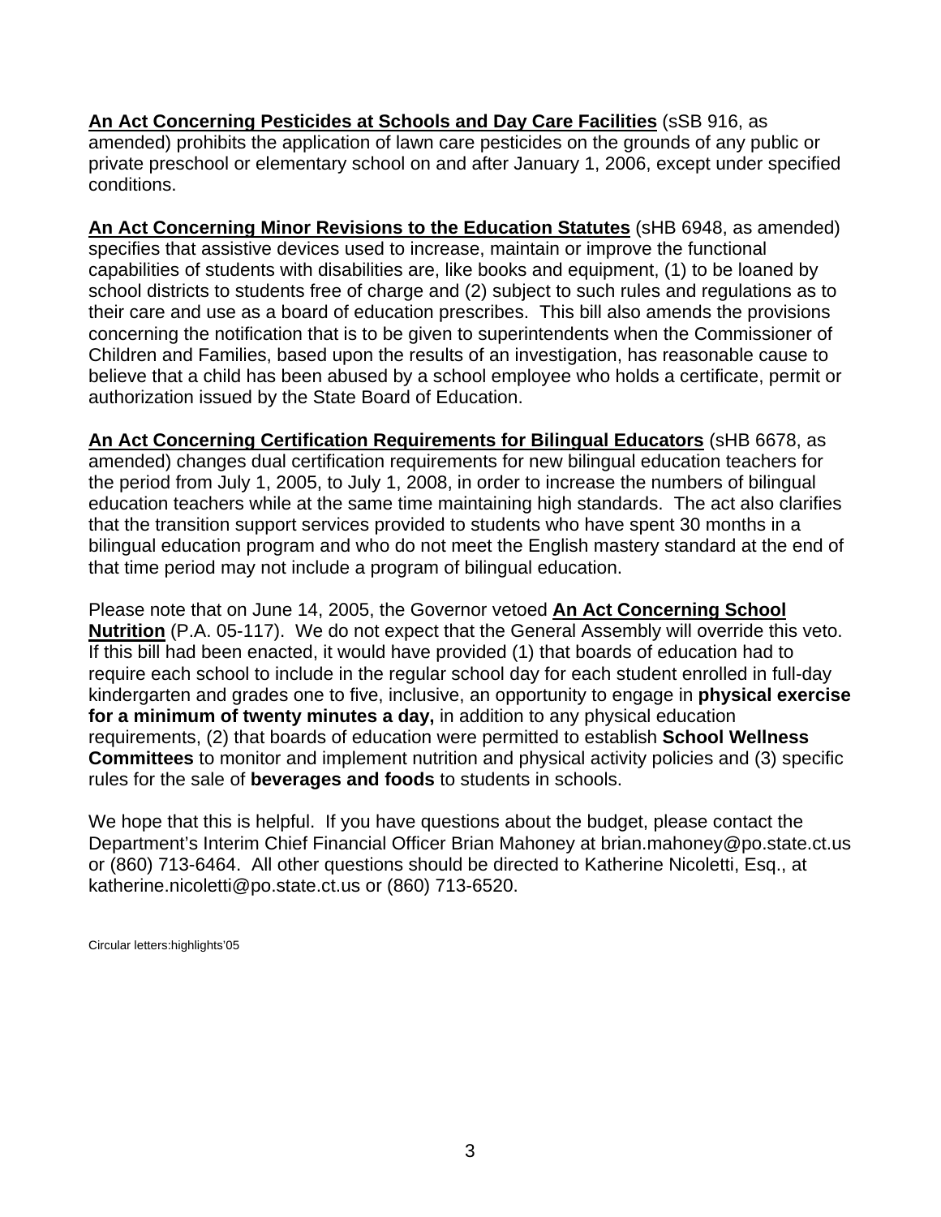**An Act Concerning Pesticides at Schools and Day Care Facilities** (sSB 916, as amended) prohibits the application of lawn care pesticides on the grounds of any public or private preschool or elementary school on and after January 1, 2006, except under specified conditions.

**An Act Concerning Minor Revisions to the Education Statutes** (sHB 6948, as amended) specifies that assistive devices used to increase, maintain or improve the functional capabilities of students with disabilities are, like books and equipment, (1) to be loaned by school districts to students free of charge and (2) subject to such rules and regulations as to their care and use as a board of education prescribes. This bill also amends the provisions concerning the notification that is to be given to superintendents when the Commissioner of Children and Families, based upon the results of an investigation, has reasonable cause to believe that a child has been abused by a school employee who holds a certificate, permit or authorization issued by the State Board of Education.

**An Act Concerning Certification Requirements for Bilingual Educators** (sHB 6678, as amended) changes dual certification requirements for new bilingual education teachers for the period from July 1, 2005, to July 1, 2008, in order to increase the numbers of bilingual education teachers while at the same time maintaining high standards. The act also clarifies that the transition support services provided to students who have spent 30 months in a bilingual education program and who do not meet the English mastery standard at the end of that time period may not include a program of bilingual education.

Please note that on June 14, 2005, the Governor vetoed **An Act Concerning School Nutrition** (P.A. 05-117). We do not expect that the General Assembly will override this veto. If this bill had been enacted, it would have provided (1) that boards of education had to require each school to include in the regular school day for each student enrolled in full-day kindergarten and grades one to five, inclusive, an opportunity to engage in **physical exercise for a minimum of twenty minutes a day,** in addition to any physical education requirements, (2) that boards of education were permitted to establish **School Wellness Committees** to monitor and implement nutrition and physical activity policies and (3) specific rules for the sale of **beverages and foods** to students in schools.

We hope that this is helpful. If you have questions about the budget, please contact the Department's Interim Chief Financial Officer Brian Mahoney at brian.mahoney@po.state.ct.us or (860) 713-6464. All other questions should be directed to Katherine Nicoletti, Esq., at katherine.nicoletti@po.state.ct.us or (860) 713-6520.

Circular letters:highlights'05